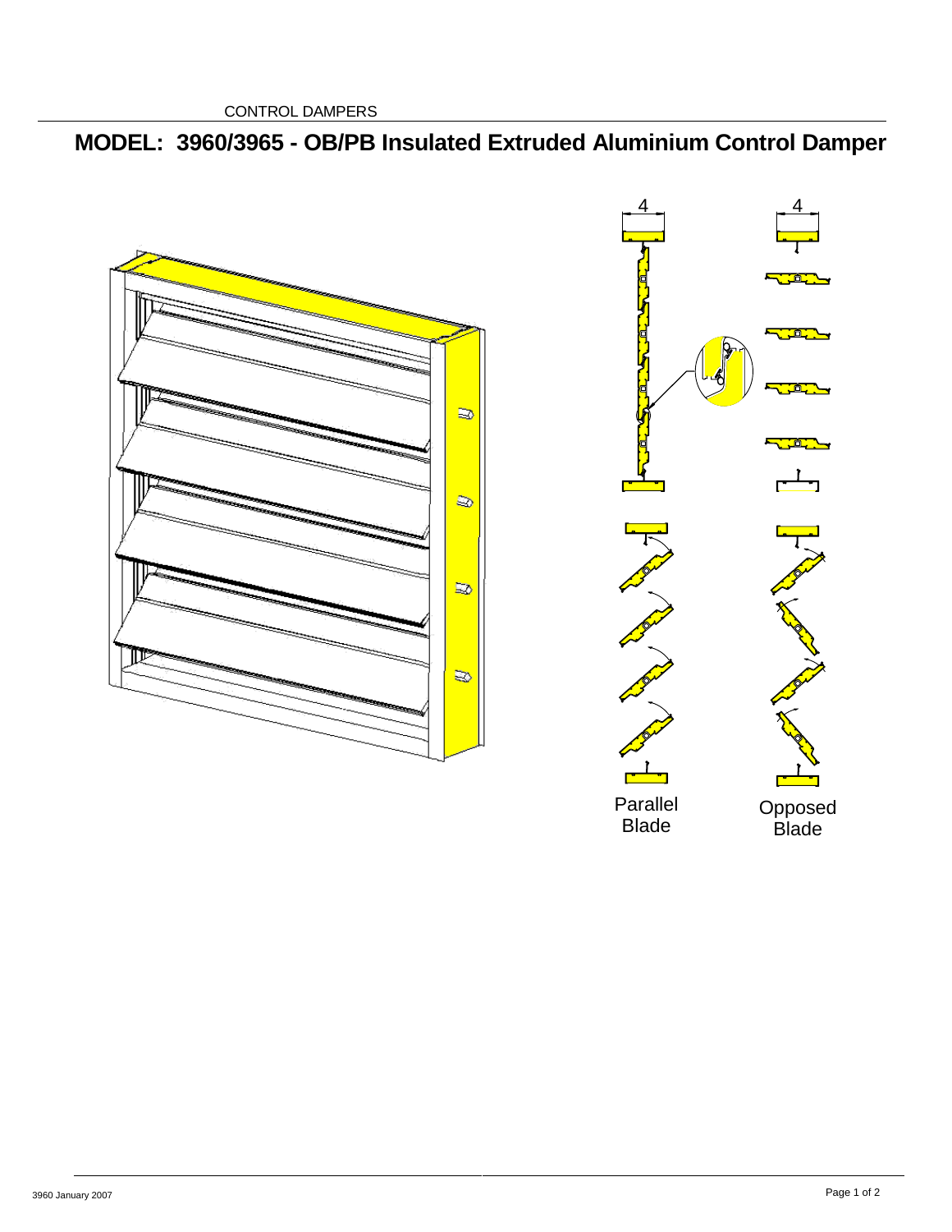CONTROL DAMPERS

# MODEL: 3960/3965 - OB/PB Insulated Extruded Aluminium Control Damper

4

4

Parallel Blade

Opposed Blade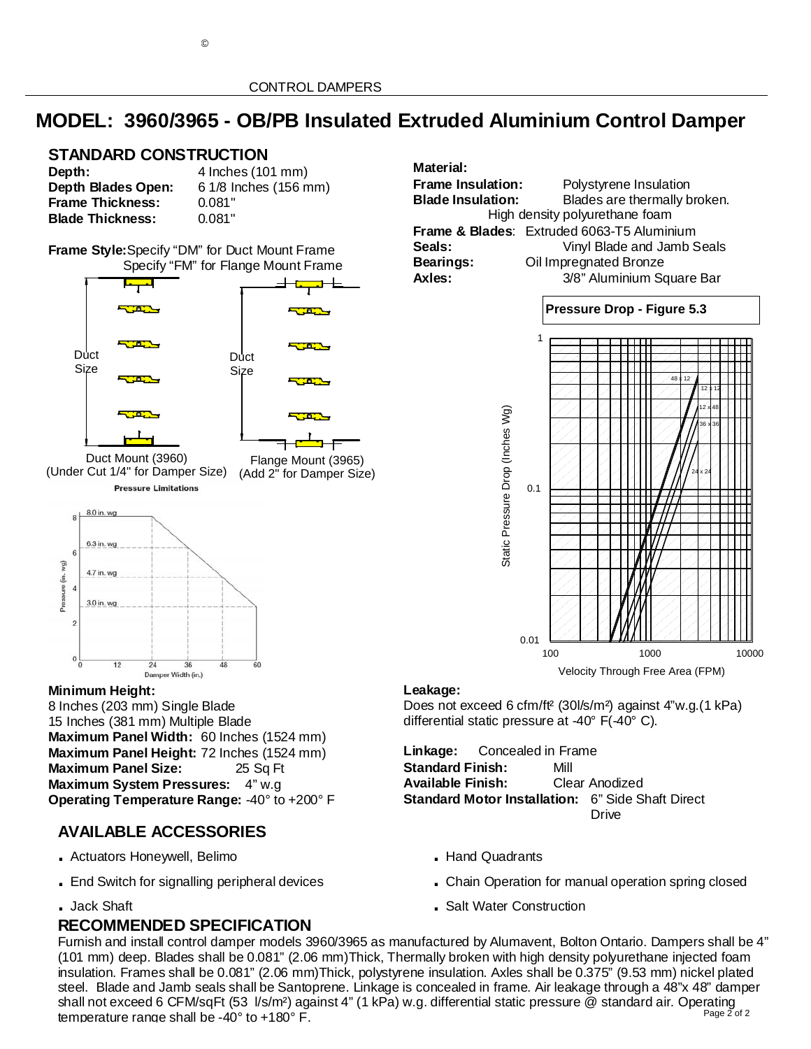©

CONTROL DAMPERS

# MODEL: 3960/3965 - OB/PB Insulated Extruded Aluminium Control Damper

## STANDARD CONSTRUCTION

**Depth:** 4 Inches (101 mm)
**Depth Blades Open:** 6 1/8 Inches (156 mm)
**Frame Thickness:** 0.081"
**Blade Thickness:** 0.081"

**Frame Style:** Specify "DM" for Duct Mount Frame
Specify "FM" for Flange Mount Frame

Duct Size

Duct Size

Duct Mount (3960)
(Under Cut 1/4" for Damper Size)

Flange Mount (3965)
(Add 2" for Damper Size)

**Pressure Limitations**

8.0 in. wg
6.3 in. wg
4.7 in. wg
3.0 in. wg
Pressure (in. wg)
0
2
4
6
8
0 12 24 36 48 60
Damper Width (in.)

**Material:**
**Frame Insulation:** Polystyrene Insulation
**Blade Insulation:** Blades are thermally broken. High density polyurethane foam
**Frame & Blades**: Extruded 6063-T5 Aluminium
**Seals:** Vinyl Blade and Jamb Seals
**Bearings:** Oil Impregnated Bronze
**Axles:** 3/8" Aluminium Square Bar

**Pressure Drop - Figure 5.3**

Static Pressure Drop (Inches Wg)
1
0.1
0.01
100 1000 10000
Velocity Through Free Area (FPM)
48 x 12
12 x 12
12 x 48
36 x 36
24 x 24

**Minimum Height:**
8 Inches (203 mm) Single Blade
15 Inches (381 mm) Multiple Blade
**Maximum Panel Width:** 60 Inches (1524 mm)
**Maximum Panel Height:** 72 Inches (1524 mm)
**Maximum Panel Size:** 25 Sq Ft
**Maximum System Pressures:** 4" w.g
**Operating Temperature Range:** -40° to +200° F

**Leakage:**
Does not exceed 6 cfm/ft² (30l/s/m²) against 4"w.g.(1 kPa) differential static pressure at -40° F(-40° C).

**Linkage:** Concealed in Frame
**Standard Finish:** Mill
**Available Finish:** Clear Anodized
**Standard Motor Installation:** 6" Side Shaft Direct Drive

## AVAILABLE ACCESSORIES

- Actuators Honeywell, Belimo
- End Switch for signalling peripheral devices
- Jack Shaft
- Hand Quadrants
- Chain Operation for manual operation spring closed
- Salt Water Construction

## RECOMMENDED SPECIFICATION

Furnish and install control damper models 3960/3965 as manufactured by Alumavent, Bolton Ontario. Dampers shall be 4" (101 mm) deep. Blades shall be 0.081" (2.06 mm)Thick, Thermally broken with high density polyurethane injected foam insulation. Frames shall be 0.081" (2.06 mm)Thick, polystyrene insulation. Axles shall be 0.375" (9.53 mm) nickel plated steel. Blade and Jamb seals shall be Santoprene. Linkage is concealed in frame. Air leakage through a 48"x 48" damper shall not exceed 6 CFM/sqFt (53 l/s/m²) against 4" (1 kPa) w.g. differential static pressure @ standard air. Operating temperature range shall be -40° to +180° F.